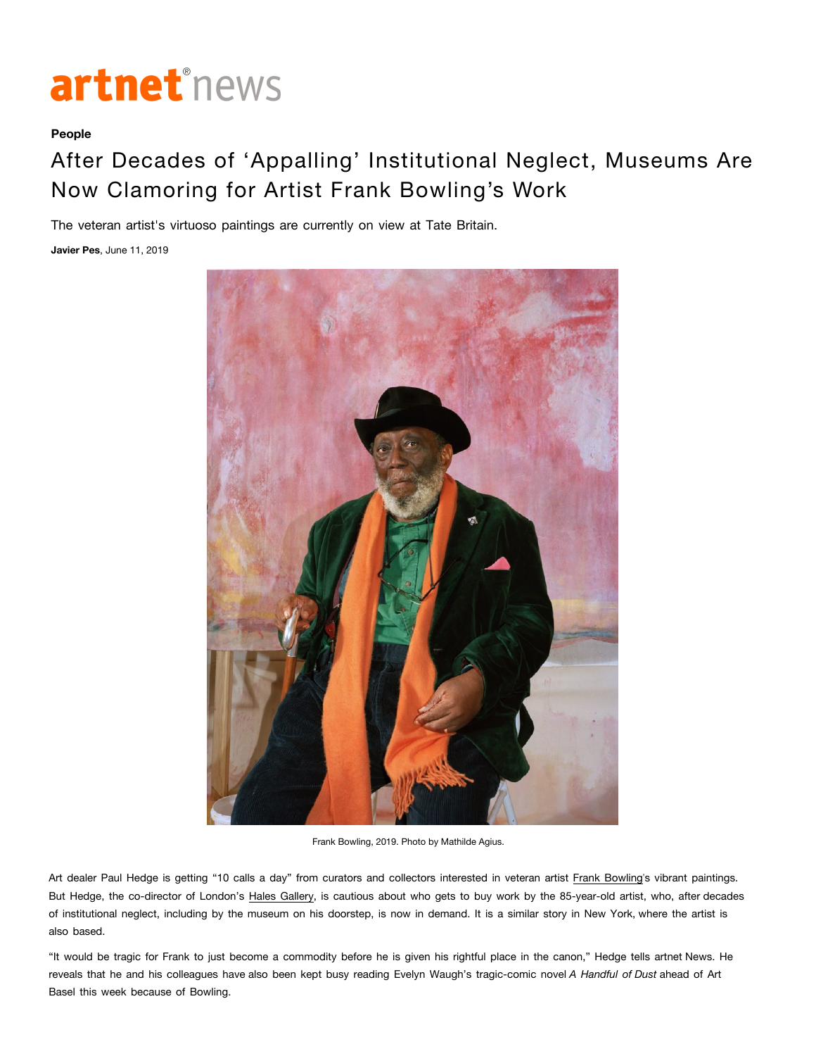artnet news

**People**

# After Decades of 'Appalling' Institutional Neglect, Museums Are Now Clamoring for Artist Frank Bowling's Work

The veteran artist's virtuoso paintings are currently on view at Tate Britain.

**Javier Pes**, June 11, 2019

Frank Bowling, 2019. Photo by Mathilde Agius.

Art dealer Paul Hedge is getting "10 calls a day" from curators and collectors interested in veteran artist Frank Bowling's vibrant paintings. But Hedge, the co-director of London's Hales Gallery, is cautious about who gets to buy work by the 85-year-old artist, who, after decades of institutional neglect, including by the museum on his doorstep, is now in demand. It is a similar story in New York, where the artist is also based.

"It would be tragic for Frank to just become a commodity before he is given his rightful place in the canon," Hedge tells artnet News. He reveals that he and his colleagues have also been kept busy reading Evelyn Waugh's tragic-comic novel *A Handful of Dust* ahead of Art Basel this week because of Bowling.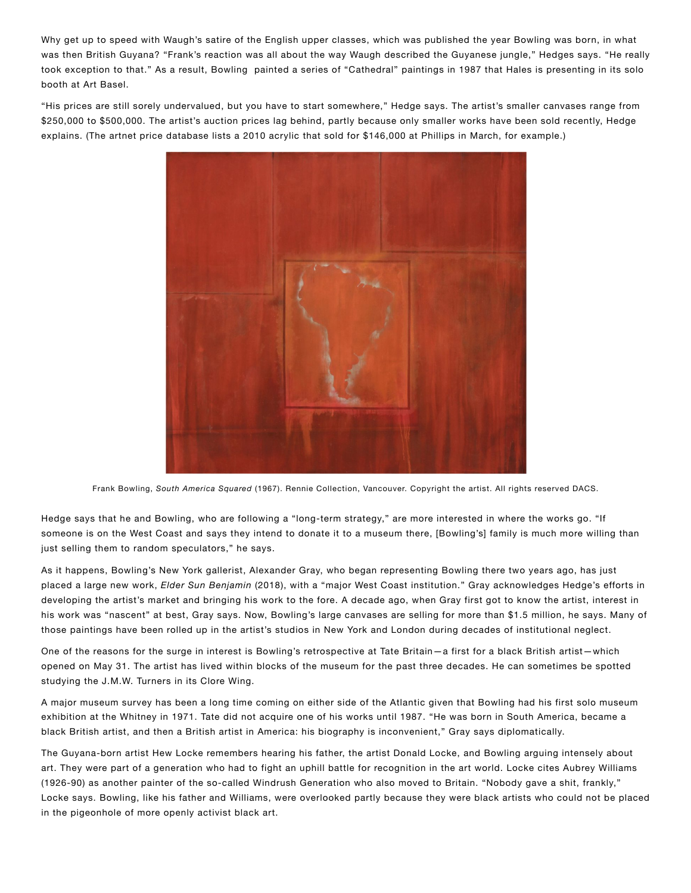Why get up to speed with Waugh's satire of the English upper classes, which was published the year Bowling was born, in what was then British Guyana? "Frank's reaction was all about the way Waugh described the Guyanese jungle," Hedges says. "He really took exception to that." As a result, Bowling  painted a series of "Cathedral" paintings in 1987 that Hales is presenting in its solo booth at Art Basel.

"His prices are still sorely undervalued, but you have to start somewhere," Hedge says. The artist's smaller canvases range from $250,000 to $500,000. The artist's auction prices lag behind, partly because only smaller works have been sold recently, Hedge explains. (The artnet price database lists a 2010 acrylic that sold for $146,000 at Phillips in March, for example.)

Frank Bowling, *South America Squared* (1967). Rennie Collection, Vancouver. Copyright the artist. All rights reserved DACS.

Hedge says that he and Bowling, who are following a "long-term strategy," are more interested in where the works go. "If someone is on the West Coast and says they intend to donate it to a museum there, [Bowling's] family is much more willing than just selling them to random speculators," he says.

As it happens, Bowling's New York gallerist, Alexander Gray, who began representing Bowling there two years ago, has just placed a large new work, *Elder Sun Benjamin* (2018), with a "major West Coast institution." Gray acknowledges Hedge's efforts in developing the artist's market and bringing his work to the fore. A decade ago, when Gray first got to know the artist, interest in his work was "nascent" at best, Gray says. Now, Bowling's large canvases are selling for more than $1.5 million, he says. Many of those paintings have been rolled up in the artist's studios in New York and London during decades of institutional neglect.

One of the reasons for the surge in interest is Bowling's retrospective at Tate Britain—a first for a black British artist—which opened on May 31. The artist has lived within blocks of the museum for the past three decades. He can sometimes be spotted studying the J.M.W. Turners in its Clore Wing.

A major museum survey has been a long time coming on either side of the Atlantic given that Bowling had his first solo museum exhibition at the Whitney in 1971. Tate did not acquire one of his works until 1987. "He was born in South America, became a black British artist, and then a British artist in America: his biography is inconvenient," Gray says diplomatically.

The Guyana-born artist Hew Locke remembers hearing his father, the artist Donald Locke, and Bowling arguing intensely about art. They were part of a generation who had to fight an uphill battle for recognition in the art world. Locke cites Aubrey Williams (1926-90) as another painter of the so-called Windrush Generation who also moved to Britain. "Nobody gave a shit, frankly," Locke says. Bowling, like his father and Williams, were overlooked partly because they were black artists who could not be placed in the pigeonhole of more openly activist black art.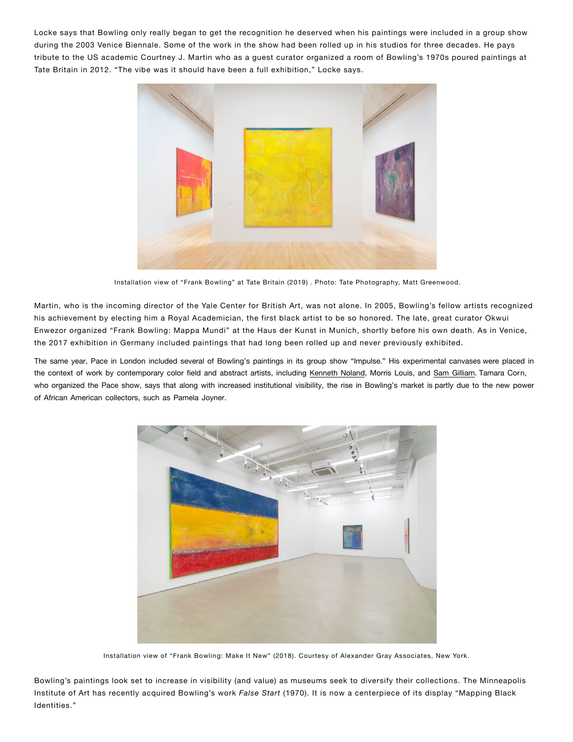Locke says that Bowling only really began to get the recognition he deserved when his paintings were included in a group show during the 2003 Venice Biennale. Some of the work in the show had been rolled up in his studios for three decades. He pays tribute to the US academic Courtney J. Martin who as a guest curator organized a room of Bowling's 1970s poured paintings at Tate Britain in 2012. "The vibe was it should have been a full exhibition," Locke says.

Installation view of "Frank Bowling" at Tate Britain (2019) . Photo: Tate Photography, Matt Greenwood.

Martin, who is the incoming director of the Yale Center for British Art, was not alone. In 2005, Bowling's fellow artists recognized his achievement by electing him a Royal Academician, the first black artist to be so honored. The late, great curator Okwui Enwezor organized "Frank Bowling: Mappa Mundi" at the Haus der Kunst in Munich, shortly before his own death. As in Venice, the 2017 exhibition in Germany included paintings that had long been rolled up and never previously exhibited.

The same year, Pace in London included several of Bowling's paintings in its group show "Impulse." His experimental canvases were placed in the context of work by contemporary color field and abstract artists, including Kenneth Noland, Morris Louis, and Sam Gilliam. Tamara Corn, who organized the Pace show, says that along with increased institutional visibility, the rise in Bowling's market is partly due to the new power of African American collectors, such as Pamela Joyner.

Installation view of "Frank Bowling: Make It New" (2018). Courtesy of Alexander Gray Associates, New York.

Bowling's paintings look set to increase in visibility (and value) as museums seek to diversify their collections. The Minneapolis Institute of Art has recently acquired Bowling's work *False Start* (1970). It is now a centerpiece of its display "Mapping Black Identities."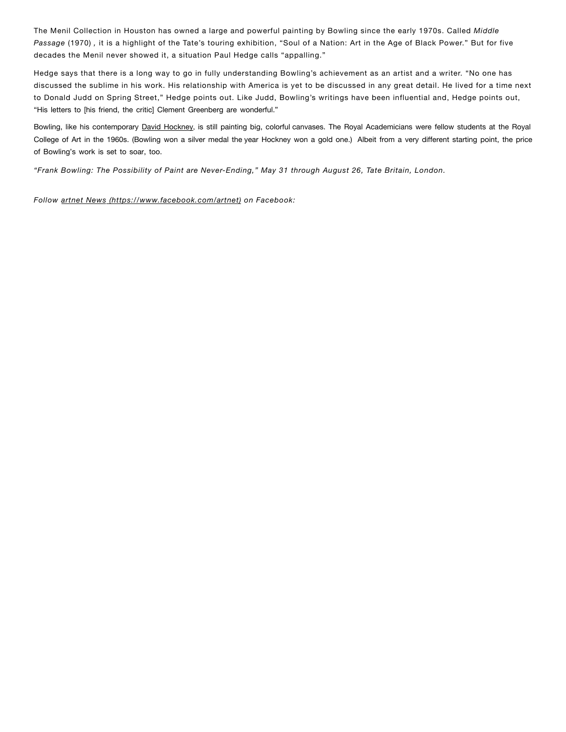The Menil Collection in Houston has owned a large and powerful painting by Bowling since the early 1970s. Called *Middle Passage* (1970) , it is a highlight of the Tate's touring exhibition, "Soul of a Nation: Art in the Age of Black Power." But for five decades the Menil never showed it, a situation Paul Hedge calls "appalling."

Hedge says that there is a long way to go in fully understanding Bowling's achievement as an artist and a writer. "No one has discussed the sublime in his work. His relationship with America is yet to be discussed in any great detail. He lived for a time next to Donald Judd on Spring Street," Hedge points out. Like Judd, Bowling's writings have been influential and, Hedge points out, "His letters to [his friend, the critic] Clement Greenberg are wonderful."

Bowling, like his contemporary David Hockney, is still painting big, colorful canvases. The Royal Academicians were fellow students at the Royal College of Art in the 1960s. (Bowling won a silver medal the year Hockney won a gold one.) Albeit from a very different starting point, the price of Bowling's work is set to soar, too.

*"Frank Bowling: The Possibility of Paint are Never-Ending," May 31 through August 26, Tate Britain, London.*

*Follow artnet News (https://www.facebook.com/artnet) on Facebook:*